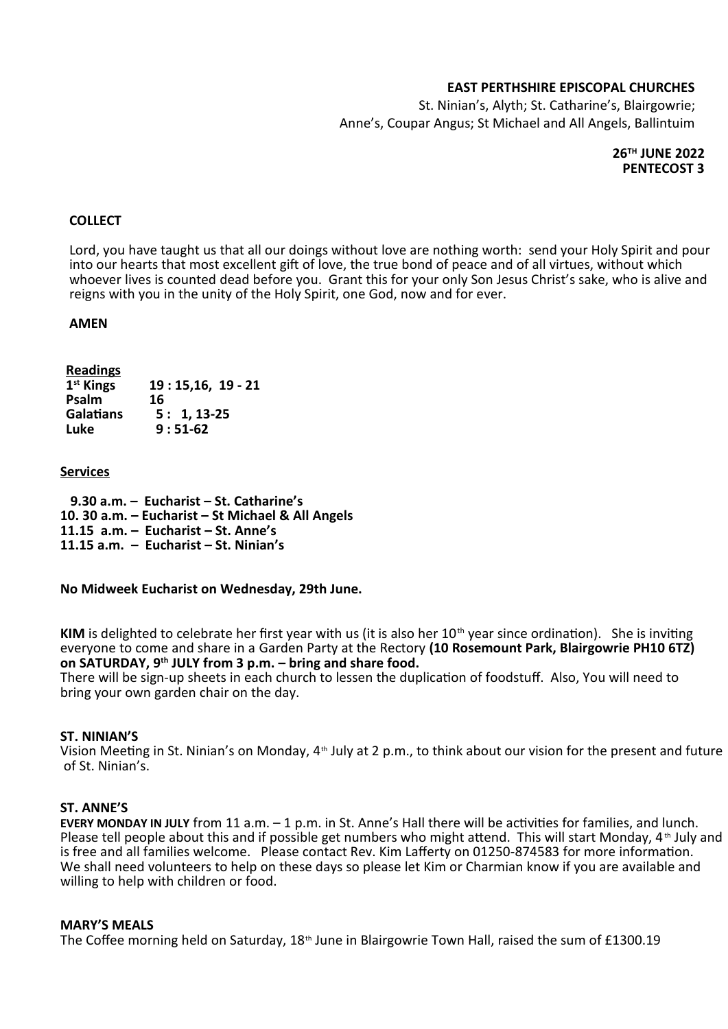**EAST PERTHSHIRE EPISCOPAL CHURCHES**

St. Ninian's, Alyth; St. Catharine's, Blairgowrie; Anne's, Coupar Angus; St Michael and All Angels, Ballintuim

**26TH JUNE 2022**
**PENTECOST 3**

**COLLECT**

Lord, you have taught us that all our doings without love are nothing worth: send your Holy Spirit and pour into our hearts that most excellent gift of love, the true bond of peace and of all virtues, without which whoever lives is counted dead before you. Grant this for your only Son Jesus Christ's sake, who is alive and reigns with you in the unity of the Holy Spirit, one God, now and for ever.

**AMEN**

**Readings**

| | |
|---|---|
| **1st Kings** | **19 : 15,16, 19 - 21** |
| **Psalm** | **16** |
| **Galatians** | **5 : 1, 13-25** |
| **Luke** | **9 : 51-62** |

**Services**

**9.30 a.m. – Eucharist – St. Catharine's**
**10. 30 a.m. – Eucharist – St Michael & All Angels**
**11.15 a.m. – Eucharist – St. Anne's**
**11.15 a.m. – Eucharist – St. Ninian's**

**No Midweek Eucharist on Wednesday, 29th June.**

**KIM** is delighted to celebrate her first year with us (it is also her 10th year since ordination). She is inviting everyone to come and share in a Garden Party at the Rectory **(10 Rosemount Park, Blairgowrie PH10 6TZ) on SATURDAY, 9th JULY from 3 p.m. – bring and share food.**
There will be sign-up sheets in each church to lessen the duplication of foodstuff. Also, You will need to bring your own garden chair on the day.

**ST. NINIAN'S**

Vision Meeting in St. Ninian's on Monday, 4th July at 2 p.m., to think about our vision for the present and future of St. Ninian's.

**ST. ANNE'S**

**EVERY MONDAY IN JULY** from 11 a.m. – 1 p.m. in St. Anne's Hall there will be activities for families, and lunch. Please tell people about this and if possible get numbers who might attend. This will start Monday, 4th July and is free and all families welcome. Please contact Rev. Kim Lafferty on 01250-874583 for more information. We shall need volunteers to help on these days so please let Kim or Charmian know if you are available and willing to help with children or food.

**MARY'S MEALS**

The Coffee morning held on Saturday, 18th June in Blairgowrie Town Hall, raised the sum of £1300.19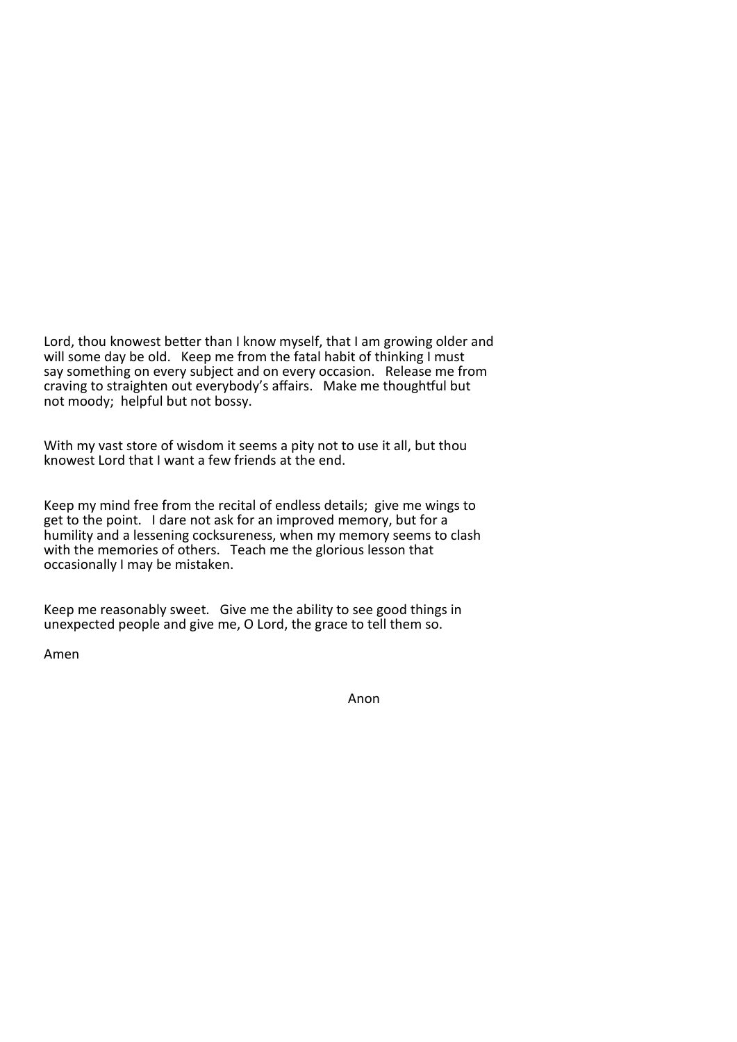Lord, thou knowest better than I know myself, that I am growing older and will some day be old. Keep me from the fatal habit of thinking I must say something on every subject and on every occasion. Release me from craving to straighten out everybody's affairs. Make me thoughtful but not moody; helpful but not bossy.

With my vast store of wisdom it seems a pity not to use it all, but thou knowest Lord that I want a few friends at the end.

Keep my mind free from the recital of endless details; give me wings to get to the point. I dare not ask for an improved memory, but for a humility and a lessening cocksureness, when my memory seems to clash with the memories of others. Teach me the glorious lesson that occasionally I may be mistaken.

Keep me reasonably sweet. Give me the ability to see good things in unexpected people and give me, O Lord, the grace to tell them so.

Amen

Anon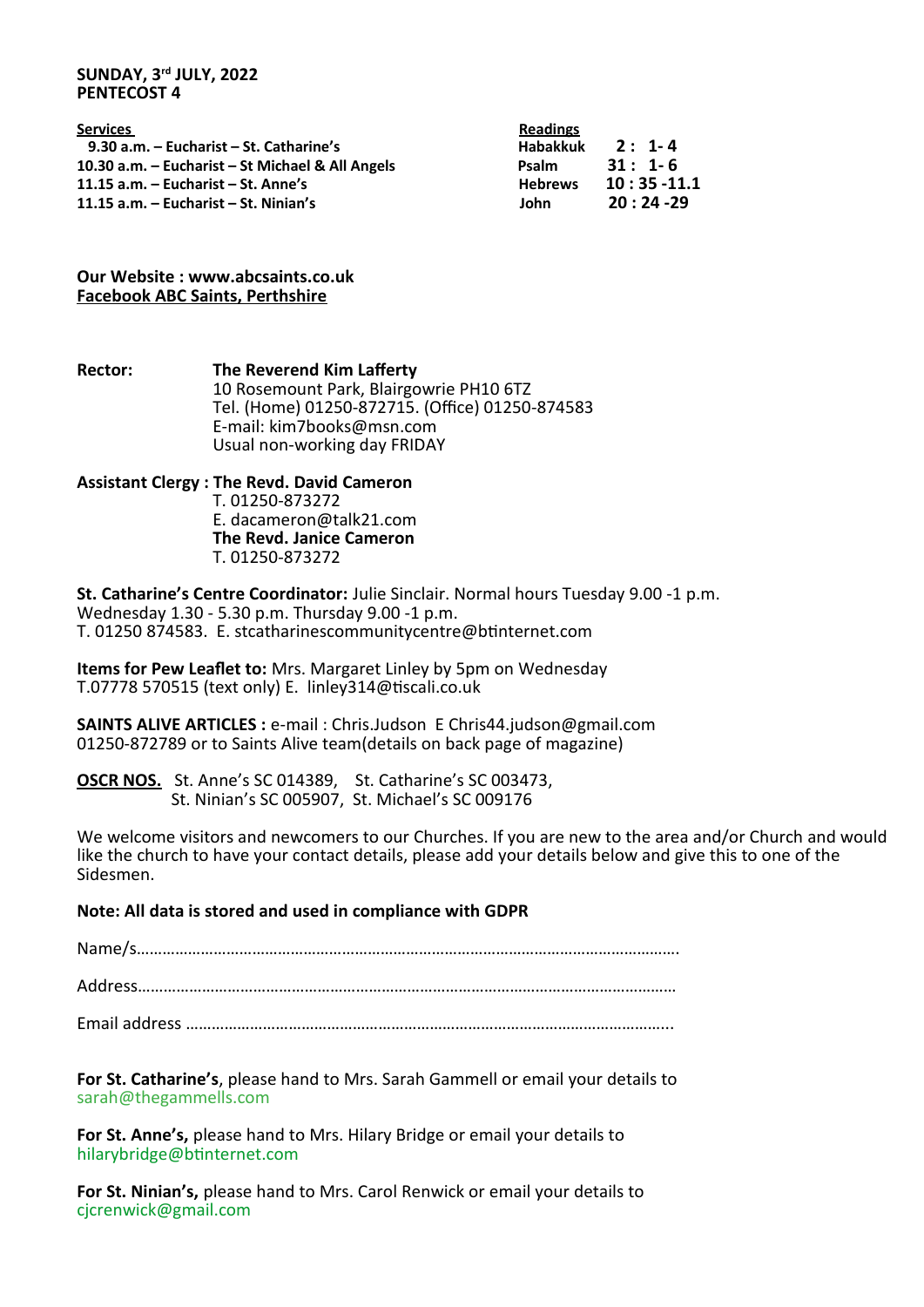**SUNDAY, 3rd JULY, 2022**
**PENTECOST 4**

| Services | Readings | |
|---|---|---|
| **9.30 a.m. – Eucharist – St. Catharine's** | **Habakkuk** | **2 : 1- 4** |
| **10.30 a.m. – Eucharist – St Michael & All Angels** | **Psalm** | **31 : 1- 6** |
| **11.15 a.m. – Eucharist – St. Anne's** | **Hebrews** | **10 : 35 -11.1** |
| **11.15 a.m. – Eucharist – St. Ninian's** | **John** | **20 : 24 -29** |

**Our Website : www.abcsaints.co.uk**
**Facebook ABC Saints, Perthshire**

**Rector:** **The Reverend Kim Lafferty**
10 Rosemount Park, Blairgowrie PH10 6TZ
Tel. (Home) 01250-872715. (Office) 01250-874583
E-mail: kim7books@msn.com
Usual non-working day FRIDAY

**Assistant Clergy : The Revd. David Cameron**
T. 01250-873272
E. dacameron@talk21.com
**The Revd. Janice Cameron**
T. 01250-873272

**St. Catharine's Centre Coordinator:** Julie Sinclair. Normal hours Tuesday 9.00 -1 p.m. Wednesday 1.30 - 5.30 p.m. Thursday 9.00 -1 p.m.
T. 01250 874583. E. stcatharinescommunitycentre@btinternet.com

**Items for Pew Leaflet to:** Mrs. Margaret Linley by 5pm on Wednesday
T.07778 570515 (text only) E. linley314@tiscali.co.uk

**SAINTS ALIVE ARTICLES :** e-mail : Chris.Judson E Chris44.judson@gmail.com
01250-872789 or to Saints Alive team(details on back page of magazine)

**OSCR NOS.** St. Anne's SC 014389, St. Catharine's SC 003473,
St. Ninian's SC 005907, St. Michael's SC 009176

We welcome visitors and newcomers to our Churches. If you are new to the area and/or Church and would like the church to have your contact details, please add your details below and give this to one of the Sidesmen.

**Note: All data is stored and used in compliance with GDPR**

Name/s…………………………………………………………………………………………………………….

Address……………………………………………………………………………………………………………

Email address ……………………………………………………………………………………………….

**For St. Catharine's**, please hand to Mrs. Sarah Gammell or email your details to sarah@thegammells.com

**For St. Anne's,** please hand to Mrs. Hilary Bridge or email your details to hilarybridge@btinternet.com

**For St. Ninian's,** please hand to Mrs. Carol Renwick or email your details to cjcrenwick@gmail.com